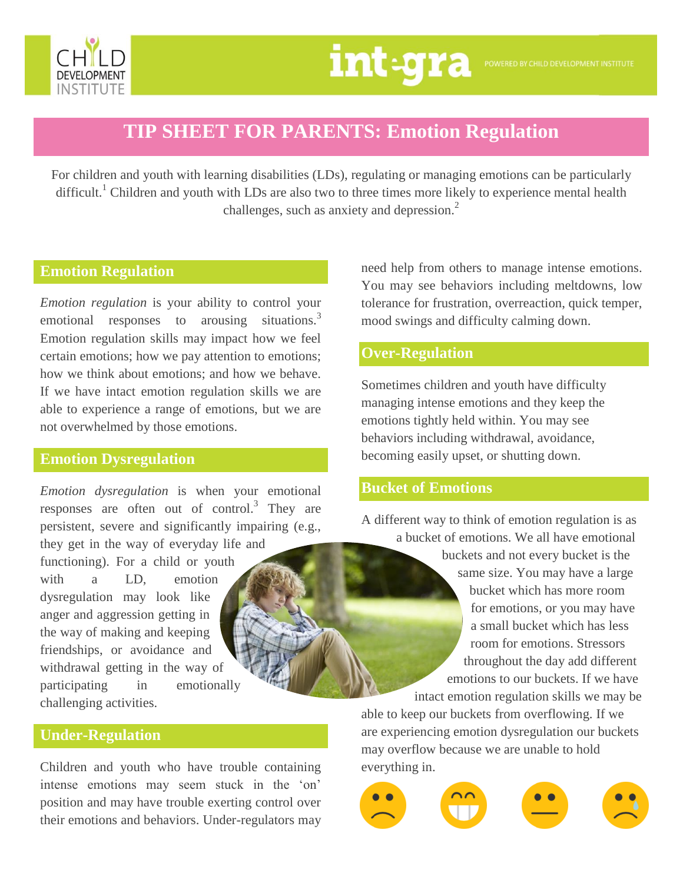# TIP SHEET FOR PARENTS: Emotion Regulation

For children and youth with learning disabilities (LDs), regulating or managing emotions can be particularly difficult.[1] Children and youth with LDs are also two to three times more likely to experience mental health challenges, such as anxiety and depression.[2]

## Emotion Regulation

*Emotion regulation* is your ability to control your emotional responses to arousing situations.[3] Emotion regulation skills may impact how we feel certain emotions; how we pay attention to emotions; how we think about emotions; and how we behave. If we have intact emotion regulation skills we are able to experience a range of emotions, but we are not overwhelmed by those emotions.

## Emotion Dysregulation

*Emotion dysregulation* is when your emotional responses are often out of control.[3] They are persistent, severe and significantly impairing (e.g., they get in the way of everyday life and functioning). For a child or youth with a LD, emotion dysregulation may look like anger and aggression getting in the way of making and keeping friendships, or avoidance and withdrawal getting in the way of participating in emotionally challenging activities.

## Under-Regulation

Children and youth who have trouble containing intense emotions may seem stuck in the 'on' position and may have trouble exerting control over their emotions and behaviors. Under-regulators may need help from others to manage intense emotions. You may see behaviors including meltdowns, low tolerance for frustration, overreaction, quick temper, mood swings and difficulty calming down.

## Over-Regulation

Sometimes children and youth have difficulty managing intense emotions and they keep the emotions tightly held within. You may see behaviors including withdrawal, avoidance, becoming easily upset, or shutting down.

## Bucket of Emotions

A different way to think of emotion regulation is as a bucket of emotions. We all have emotional buckets and not every bucket is the same size. You may have a large bucket which has more room for emotions, or you may have a small bucket which has less room for emotions. Stressors throughout the day add different emotions to our buckets. If we have intact emotion regulation skills we may be able to keep our buckets from overflowing. If we are experiencing emotion dysregulation our buckets may overflow because we are unable to hold everything in.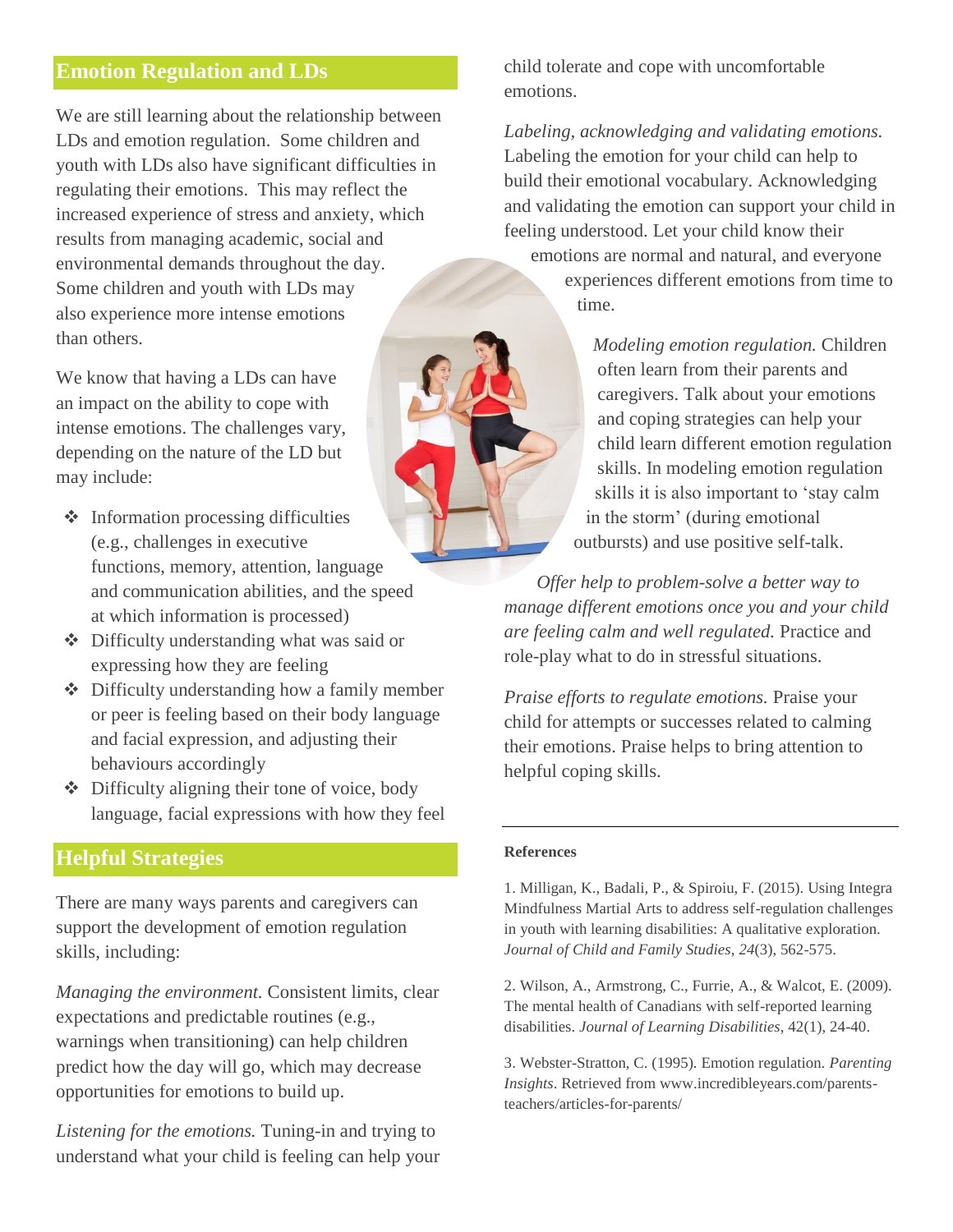## Emotion Regulation and LDs

We are still learning about the relationship between LDs and emotion regulation. Some children and youth with LDs also have significant difficulties in regulating their emotions. This may reflect the increased experience of stress and anxiety, which results from managing academic, social and environmental demands throughout the day. Some children and youth with LDs may also experience more intense emotions than others.

We know that having a LDs can have an impact on the ability to cope with intense emotions. The challenges vary, depending on the nature of the LD but may include:

- Information processing difficulties (e.g., challenges in executive functions, memory, attention, language and communication abilities, and the speed at which information is processed)
- Difficulty understanding what was said or expressing how they are feeling
- Difficulty understanding how a family member or peer is feeling based on their body language and facial expression, and adjusting their behaviours accordingly
- Difficulty aligning their tone of voice, body language, facial expressions with how they feel

## Helpful Strategies

There are many ways parents and caregivers can support the development of emotion regulation skills, including:

*Managing the environment.* Consistent limits, clear expectations and predictable routines (e.g., warnings when transitioning) can help children predict how the day will go, which may decrease opportunities for emotions to build up.

*Listening for the emotions.* Tuning-in and trying to understand what your child is feeling can help your child tolerate and cope with uncomfortable emotions.

*Labeling, acknowledging and validating emotions.* Labeling the emotion for your child can help to build their emotional vocabulary. Acknowledging and validating the emotion can support your child in feeling understood. Let your child know their emotions are normal and natural, and everyone experiences different emotions from time to time.

*Modeling emotion regulation.* Children often learn from their parents and caregivers. Talk about your emotions and coping strategies can help your child learn different emotion regulation skills. In modeling emotion regulation skills it is also important to 'stay calm in the storm' (during emotional outbursts) and use positive self-talk.

*Offer help to problem-solve a better way to manage different emotions once you and your child are feeling calm and well regulated.* Practice and role-play what to do in stressful situations.

*Praise efforts to regulate emotions.* Praise your child for attempts or successes related to calming their emotions. Praise helps to bring attention to helpful coping skills.

---

**References**

1. Milligan, K., Badali, P., & Spiroiu, F. (2015). Using Integra Mindfulness Martial Arts to address self-regulation challenges in youth with learning disabilities: A qualitative exploration. *Journal of Child and Family Studies*, *24*(3), 562-575.

2. Wilson, A., Armstrong, C., Furrie, A., & Walcot, E. (2009). The mental health of Canadians with self-reported learning disabilities. *Journal of Learning Disabilities*, 42(1), 24-40.

3. Webster-Stratton, C. (1995). Emotion regulation. *Parenting Insights*. Retrieved from www.incredibleyears.com/parents-teachers/articles-for-parents/